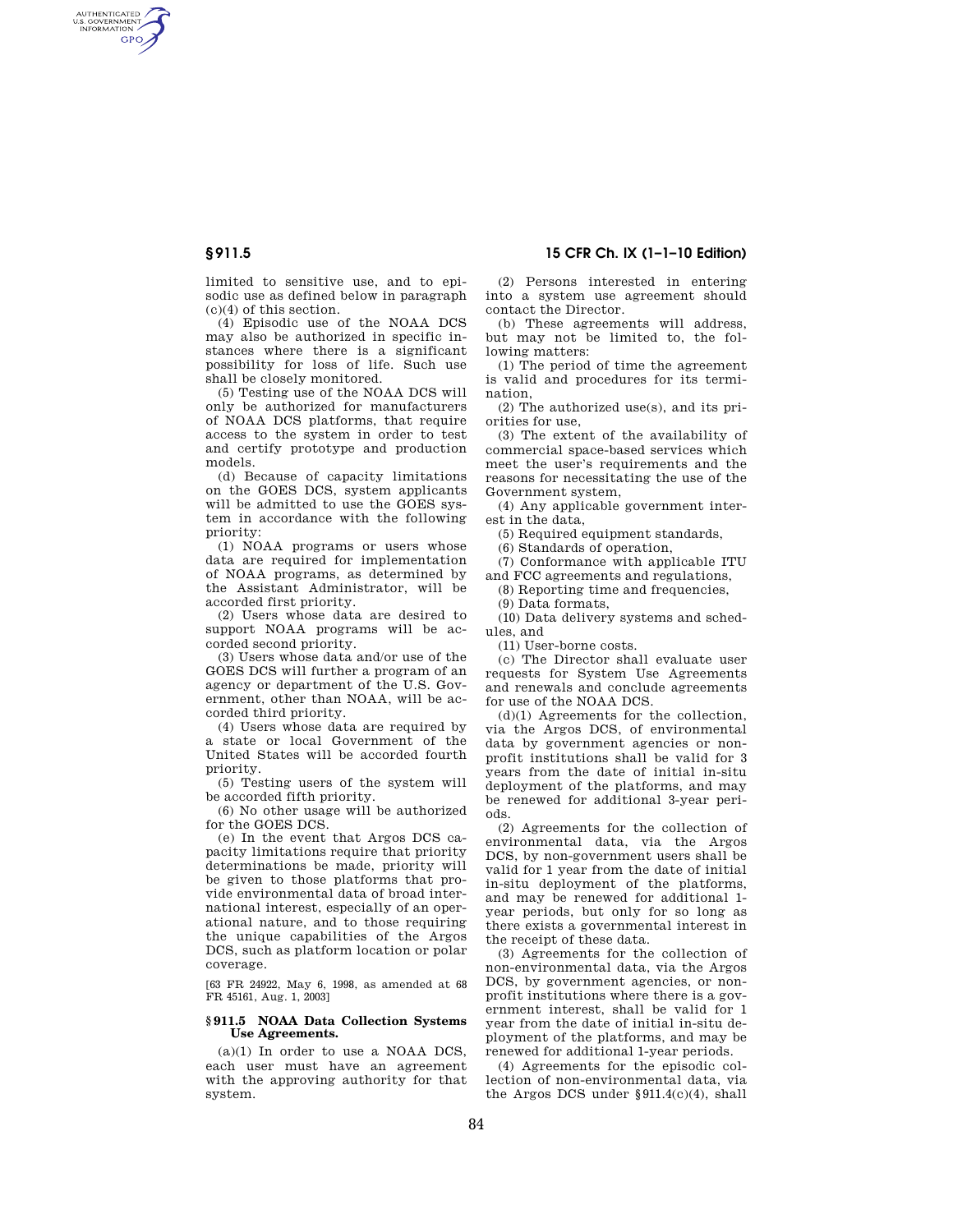limited to sensitive use, and to episodic use as defined below in paragraph (c)(4) of this section.

(4) Episodic use of the NOAA DCS may also be authorized in specific instances where there is a significant possibility for loss of life. Such use shall be closely monitored.

(5) Testing use of the NOAA DCS will only be authorized for manufacturers of NOAA DCS platforms, that require access to the system in order to test and certify prototype and production models.

(d) Because of capacity limitations on the GOES DCS, system applicants will be admitted to use the GOES system in accordance with the following priority:

(1) NOAA programs or users whose data are required for implementation of NOAA programs, as determined by the Assistant Administrator, will be accorded first priority.

(2) Users whose data are desired to support NOAA programs will be accorded second priority.

(3) Users whose data and/or use of the GOES DCS will further a program of an agency or department of the U.S. Government, other than NOAA, will be accorded third priority.

(4) Users whose data are required by a state or local Government of the United States will be accorded fourth priority.

(5) Testing users of the system will be accorded fifth priority.

(6) No other usage will be authorized for the GOES DCS.

(e) In the event that Argos DCS capacity limitations require that priority determinations be made, priority will be given to those platforms that provide environmental data of broad international interest, especially of an operational nature, and to those requiring the unique capabilities of the Argos DCS, such as platform location or polar coverage.

[63 FR 24922, May 6, 1998, as amended at 68 FR 45161, Aug. 1, 2003]

## § 911.5 NOAA Data Collection Systems Use Agreements.

(a)(1) In order to use a NOAA DCS, each user must have an agreement with the approving authority for that system.

(2) Persons interested in entering into a system use agreement should contact the Director.

(b) These agreements will address, but may not be limited to, the following matters:

(1) The period of time the agreement is valid and procedures for its termination,

(2) The authorized use(s), and its priorities for use,

(3) The extent of the availability of commercial space-based services which meet the user's requirements and the reasons for necessitating the use of the Government system,

(4) Any applicable government interest in the data,

(5) Required equipment standards,

(6) Standards of operation,

(7) Conformance with applicable ITU and FCC agreements and regulations,

(8) Reporting time and frequencies,

(9) Data formats,

(10) Data delivery systems and schedules, and

(11) User-borne costs.

(c) The Director shall evaluate user requests for System Use Agreements and renewals and conclude agreements for use of the NOAA DCS.

(d)(1) Agreements for the collection, via the Argos DCS, of environmental data by government agencies or non-profit institutions shall be valid for 3 years from the date of initial in-situ deployment of the platforms, and may be renewed for additional 3-year periods.

(2) Agreements for the collection of environmental data, via the Argos DCS, by non-government users shall be valid for 1 year from the date of initial in-situ deployment of the platforms, and may be renewed for additional 1-year periods, but only for so long as there exists a governmental interest in the receipt of these data.

(3) Agreements for the collection of non-environmental data, via the Argos DCS, by government agencies, or non-profit institutions where there is a government interest, shall be valid for 1 year from the date of initial in-situ deployment of the platforms, and may be renewed for additional 1-year periods.

(4) Agreements for the episodic collection of non-environmental data, via the Argos DCS under § 911.4(c)(4), shall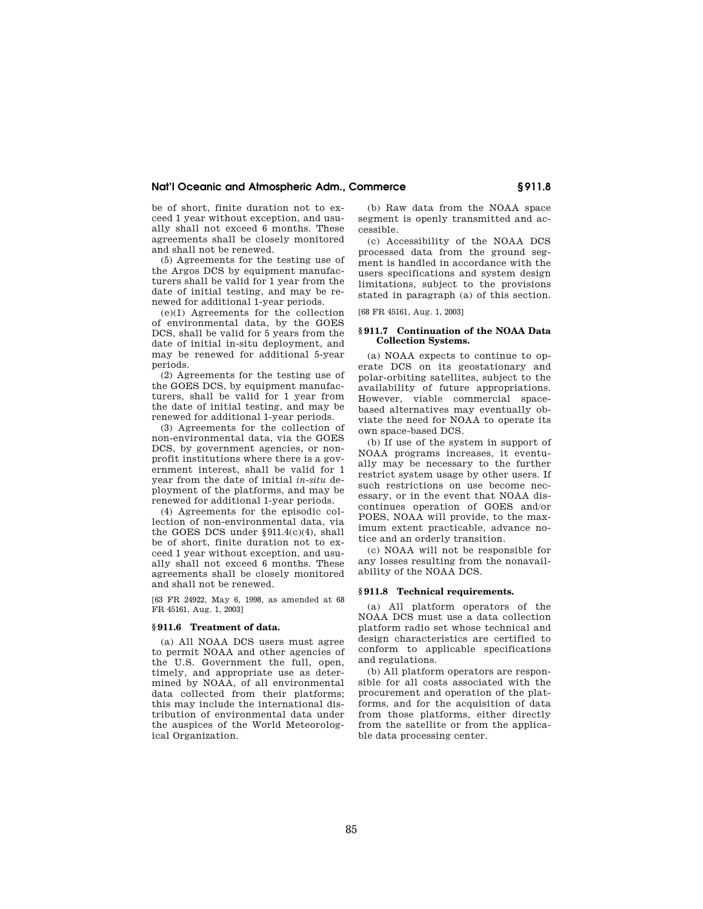be of short, finite duration not to exceed 1 year without exception, and usually shall not exceed 6 months. These agreements shall be closely monitored and shall not be renewed.

(5) Agreements for the testing use of the Argos DCS by equipment manufacturers shall be valid for 1 year from the date of initial testing, and may be renewed for additional 1-year periods.

(e)(1) Agreements for the collection of environmental data, by the GOES DCS, shall be valid for 5 years from the date of initial in-situ deployment, and may be renewed for additional 5-year periods.

(2) Agreements for the testing use of the GOES DCS, by equipment manufacturers, shall be valid for 1 year from the date of initial testing, and may be renewed for additional 1-year periods.

(3) Agreements for the collection of non-environmental data, via the GOES DCS, by government agencies, or non-profit institutions where there is a government interest, shall be valid for 1 year from the date of initial *in-situ* deployment of the platforms, and may be renewed for additional 1-year periods.

(4) Agreements for the episodic collection of non-environmental data, via the GOES DCS under §911.4(c)(4), shall be of short, finite duration not to exceed 1 year without exception, and usually shall not exceed 6 months. These agreements shall be closely monitored and shall not be renewed.

[63 FR 24922, May 6, 1998, as amended at 68 FR 45161, Aug. 1, 2003]

### § 911.6 Treatment of data.

(a) All NOAA DCS users must agree to permit NOAA and other agencies of the U.S. Government the full, open, timely, and appropriate use as determined by NOAA, of all environmental data collected from their platforms; this may include the international distribution of environmental data under the auspices of the World Meteorological Organization.

(b) Raw data from the NOAA space segment is openly transmitted and accessible.

(c) Accessibility of the NOAA DCS processed data from the ground segment is handled in accordance with the users specifications and system design limitations, subject to the provisions stated in paragraph (a) of this section.

[68 FR 45161, Aug. 1, 2003]

### § 911.7 Continuation of the NOAA Data Collection Systems.

(a) NOAA expects to continue to operate DCS on its geostationary and polar-orbiting satellites, subject to the availability of future appropriations. However, viable commercial space-based alternatives may eventually obviate the need for NOAA to operate its own space-based DCS.

(b) If use of the system in support of NOAA programs increases, it eventually may be necessary to the further restrict system usage by other users. If such restrictions on use become necessary, or in the event that NOAA discontinues operation of GOES and/or POES, NOAA will provide, to the maximum extent practicable, advance notice and an orderly transition.

(c) NOAA will not be responsible for any losses resulting from the nonavailability of the NOAA DCS.

### § 911.8 Technical requirements.

(a) All platform operators of the NOAA DCS must use a data collection platform radio set whose technical and design characteristics are certified to conform to applicable specifications and regulations.

(b) All platform operators are responsible for all costs associated with the procurement and operation of the platforms, and for the acquisition of data from those platforms, either directly from the satellite or from the applicable data processing center.